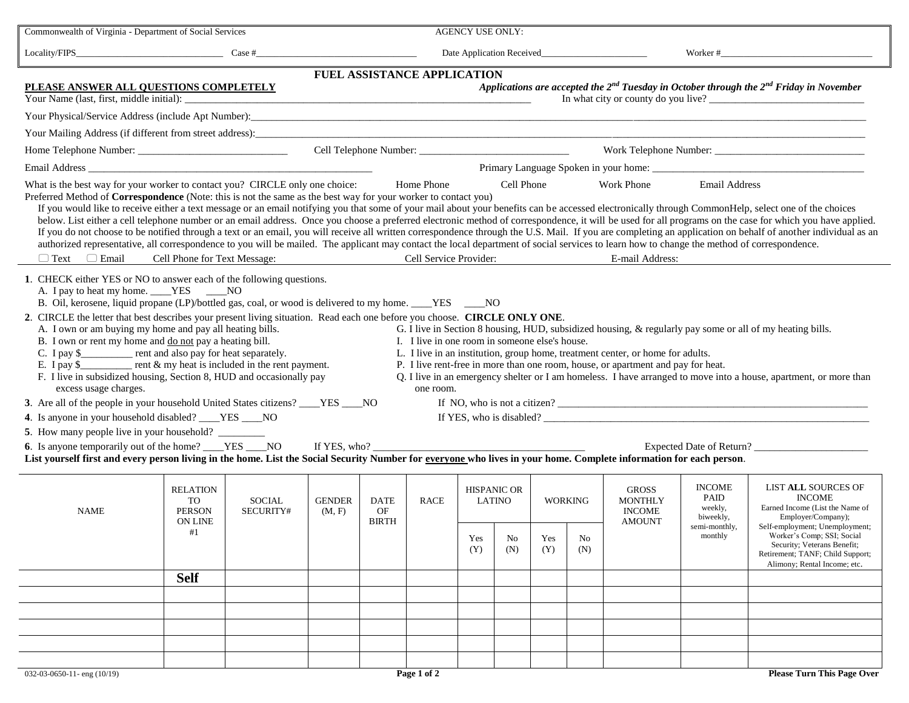Commonwealth of Virginia - Department of Social Services

AGENCY USE ONLY:

Locality/FIPS_______________________________ Case #___________________________________ Date Application Received_______________________ Worker #_________________________________

# FUEL ASSISTANCE APPLICATION

**PLEASE ANSWER ALL QUESTIONS COMPLETELY**

***Applications are accepted the 2nd Tuesday in October through the 2nd Friday in November***

Your Name (last, first, middle initial): ____________________________________________________________________ In what city or county do you live? ______________________________

Your Physical/Service Address (include Apt Number):______________________________________________________________________________________________

Your Mailing Address (if different from street address):____________________________________________________________________________________________

Home Telephone Number: _____________________________ Cell Telephone Number: _____________________________ Work Telephone Number: _____________________________

Email Address _______________________________________________________ Primary Language Spoken in your home: __________________________________________

What is the best way for your worker to contact you? CIRCLE only one choice: Home Phone Cell Phone Work Phone Email Address

Preferred Method of **Correspondence** (Note: this is not the same as the best way for your worker to contact you)

If you would like to receive either a text message or an email notifying you that some of your mail about your benefits can be accessed electronically through CommonHelp, select one of the choices below. List either a cell telephone number or an email address. Once you choose a preferred electronic method of correspondence, it will be used for all programs on the case for which you have applied. If you do not choose to be notified through a text or an email, you will receive all written correspondence through the U.S. Mail. If you are completing an application on behalf of another individual as an authorized representative, all correspondence to you will be mailed. The applicant may contact the local department of social services to learn how to change the method of correspondence.

☐ Text ☐ Email Cell Phone for Text Message: Cell Service Provider: E-mail Address:

**1**. CHECK either YES or NO to answer each of the following questions.

A. I pay to heat my home. ____YES ____NO

B. Oil, kerosene, liquid propane (LP)/bottled gas, coal, or wood is delivered to my home. ____YES ____NO

**2**. CIRCLE the letter that best describes your present living situation. Read each one before you choose. **CIRCLE ONLY ONE**.

A. I own or am buying my home and pay all heating bills.

B. I own or rent my home and do not pay a heating bill.

C. I pay $__________ rent and also pay for heat separately.

E. I pay $__________ rent & my heat is included in the rent payment.

F. I live in subsidized housing, Section 8, HUD and occasionally pay excess usage charges.

G. I live in Section 8 housing, HUD, subsidized housing, & regularly pay some or all of my heating bills.

I. I live in one room in someone else's house.

L. I live in an institution, group home, treatment center, or home for adults.

P. I live rent-free in more than one room, house, or apartment and pay for heat.

Q. I live in an emergency shelter or I am homeless. I have arranged to move into a house, apartment, or more than one room.

**3**. Are all of the people in your household United States citizens? ____YES ____NO If NO, who is not a citizen? ______________________________________________________________

**4**. Is anyone in your household disabled? ____YES ____NO If YES, who is disabled? _______________________________________________________________

**5**. How many people live in your household? _________

**6**. Is anyone temporarily out of the home? ____YES ____NO If YES, who? __________________________________________ Expected Date of Return? ______________________

**List yourself first and every person living in the home. List the Social Security Number for everyone who lives in your home. Complete information for each person**.

| NAME | RELATION TO PERSON ON LINE #1 | SOCIAL SECURITY# | GENDER (M, F) | DATE OF BIRTH | RACE | HISPANIC OR LATINO | | WORKING | | GROSS MONTHLY INCOME AMOUNT | INCOME PAID weekly, biweekly, semi-monthly, monthly | LIST **ALL** SOURCES OF INCOME Earned Income (List the Name of Employer/Company); Self-employment; Unemployment; Worker's Comp; SSI; Social Security; Veterans Benefit; Retirement; TANF; Child Support; Alimony; Rental Income; etc. |
|---|---|---|---|---|---|---|---|---|---|---|---|---|
| | | | | | | Yes (Y) | No (N) | Yes (Y) | No (N) | | | |
| | **Self** | | | | | | | | | | | |
| | | | | | | | | | | | | |
| | | | | | | | | | | | | |
| | | | | | | | | | | | | |
| | | | | | | | | | | | | |
| | | | | | | | | | | | | |

032-03-0650-11- eng (10/19)

**Please Turn This Page Over**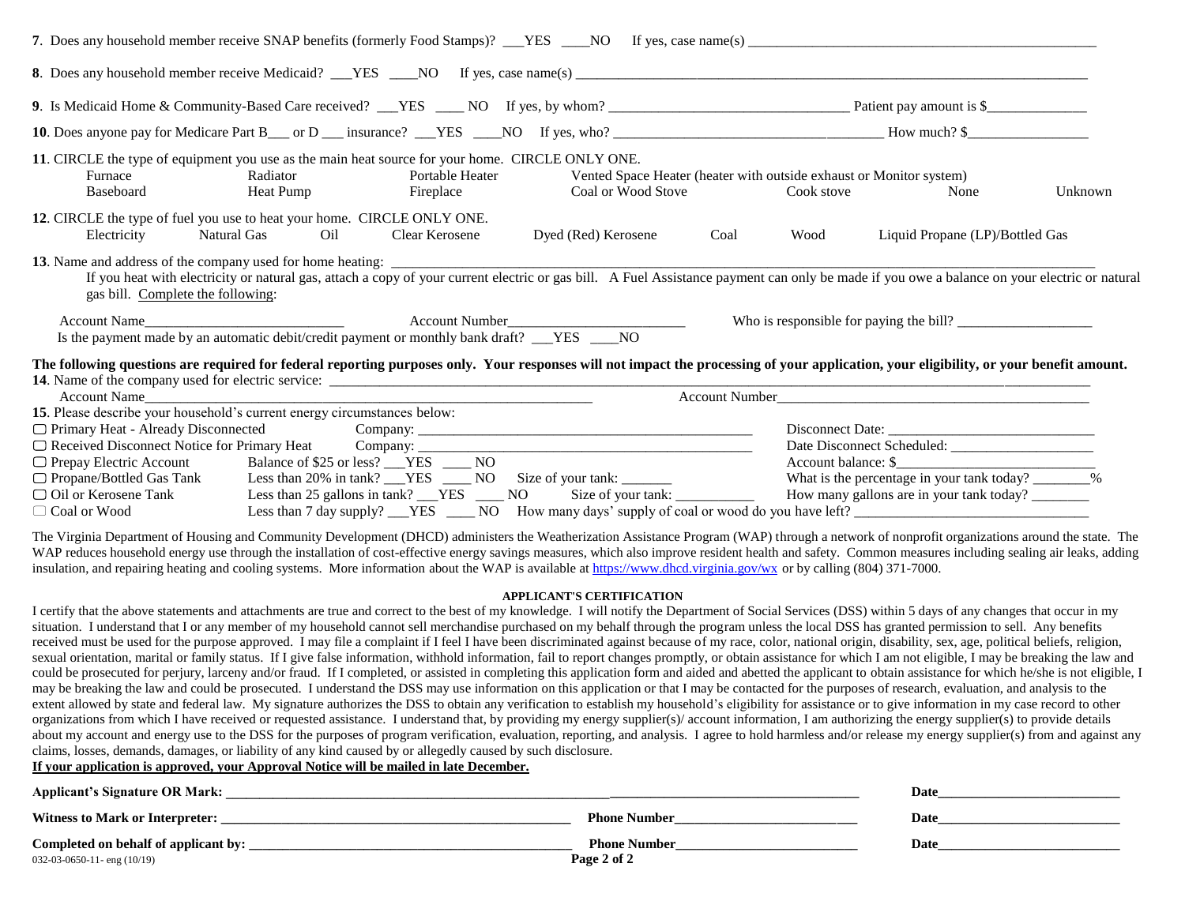**7**. Does any household member receive SNAP benefits (formerly Food Stamps)? ___YES ____NO If yes, case name(s) ____________________________________________________

**8**. Does any household member receive Medicaid? ___YES ____NO If yes, case name(s) ______________________________________________________________________

**9**. Is Medicaid Home & Community-Based Care received? ___YES ____ NO If yes, by whom? _________________________________ Patient pay amount is $______________

**10**. Does anyone pay for Medicare Part B___ or D ___ insurance? ___YES ____NO If yes, who? ____________________________________ How much? $________________

**11**. CIRCLE the type of equipment you use as the main heat source for your home. CIRCLE ONLY ONE.

| | | | | | | |
|---|---|---|---|---|---|---|
| Furnace | Radiator | Portable Heater | Vented Space Heater (heater with outside exhaust or Monitor system) | | | |
| Baseboard | Heat Pump | Fireplace | Coal or Wood Stove | Cook stove | None | Unknown |

**12**. CIRCLE the type of fuel you use to heat your home. CIRCLE ONLY ONE.

Electricity    Natural Gas    Oil    Clear Kerosene    Dyed (Red) Kerosene    Coal    Wood    Liquid Propane (LP)/Bottled Gas

**13**. Name and address of the company used for home heating: ________________________________________________________________

If you heat with electricity or natural gas, attach a copy of your current electric or gas bill. A Fuel Assistance payment can only be made if you owe a balance on your electric or natural gas bill. Complete the following:

Account Name___________________________ Account Number________________________ Who is responsible for paying the bill? __________________

Is the payment made by an automatic debit/credit payment or monthly bank draft? ___YES ____NO

**The following questions are required for federal reporting purposes only. Your responses will not impact the processing of your application, your eligibility, or your benefit amount.**

**14**. Name of the company used for electric service: ________________________________________________________________

Account Name_____________________________________________________________ Account Number_____________________________________________

**15**. Please describe your household's current energy circumstances below:

- ☐ Primary Heat - Already Disconnected    Company: ______________________________________________    Disconnect Date: ____________________________
- ☐ Received Disconnect Notice for Primary Heat    Company: ______________________________________________    Date Disconnect Scheduled: ____________________
- ☐ Prepay Electric Account    Balance of $25 or less? ___YES ____ NO    Account balance: $__________________________
- ☐ Propane/Bottled Gas Tank    Less than 20% in tank? ___YES ____ NO    Size of your tank: _______    What is the percentage in your tank today? _______%
- ☐ Oil or Kerosene Tank    Less than 25 gallons in tank? ___YES ____ NO    Size of your tank: __________    How many gallons are in your tank today? ________
- ☐ Coal or Wood    Less than 7 day supply? ___YES ____ NO    How many days' supply of coal or wood do you have left? _________________________________

The Virginia Department of Housing and Community Development (DHCD) administers the Weatherization Assistance Program (WAP) through a network of nonprofit organizations around the state. The WAP reduces household energy use through the installation of cost-effective energy savings measures, which also improve resident health and safety. Common measures including sealing air leaks, adding insulation, and repairing heating and cooling systems. More information about the WAP is available at https://www.dhcd.virginia.gov/wx or by calling (804) 371-7000.

**APPLICANT'S CERTIFICATION**

I certify that the above statements and attachments are true and correct to the best of my knowledge. I will notify the Department of Social Services (DSS) within 5 days of any changes that occur in my situation. I understand that I or any member of my household cannot sell merchandise purchased on my behalf through the program unless the local DSS has granted permission to sell. Any benefits received must be used for the purpose approved. I may file a complaint if I feel I have been discriminated against because of my race, color, national origin, disability, sex, age, political beliefs, religion, sexual orientation, marital or family status. If I give false information, withhold information, fail to report changes promptly, or obtain assistance for which I am not eligible, I may be breaking the law and could be prosecuted for perjury, larceny and/or fraud. If I completed, or assisted in completing this application form and aided and abetted the applicant to obtain assistance for which he/she is not eligible, I may be breaking the law and could be prosecuted. I understand the DSS may use information on this application or that I may be contacted for the purposes of research, evaluation, and analysis to the extent allowed by state and federal law. My signature authorizes the DSS to obtain any verification to establish my household's eligibility for assistance or to give information in my case record to other organizations from which I have received or requested assistance. I understand that, by providing my energy supplier(s)/ account information, I am authorizing the energy supplier(s) to provide details about my account and energy use to the DSS for the purposes of program verification, evaluation, reporting, and analysis. I agree to hold harmless and/or release my energy supplier(s) from and against any claims, losses, demands, damages, or liability of any kind caused by or allegedly caused by such disclosure.

**<u>If your application is approved, your Approval Notice will be mailed in late December.</u>**

**Applicant's Signature OR Mark:** ________________________________________________________________ **Date**__________________________

**Witness to Mark or Interpreter:** ________________________________________ **Phone Number**_________________________ **Date**__________________________

**Completed on behalf of applicant by:** ___________________________________ **Phone Number**_________________________ **Date**__________________________

032-03-0650-11- eng (10/19)